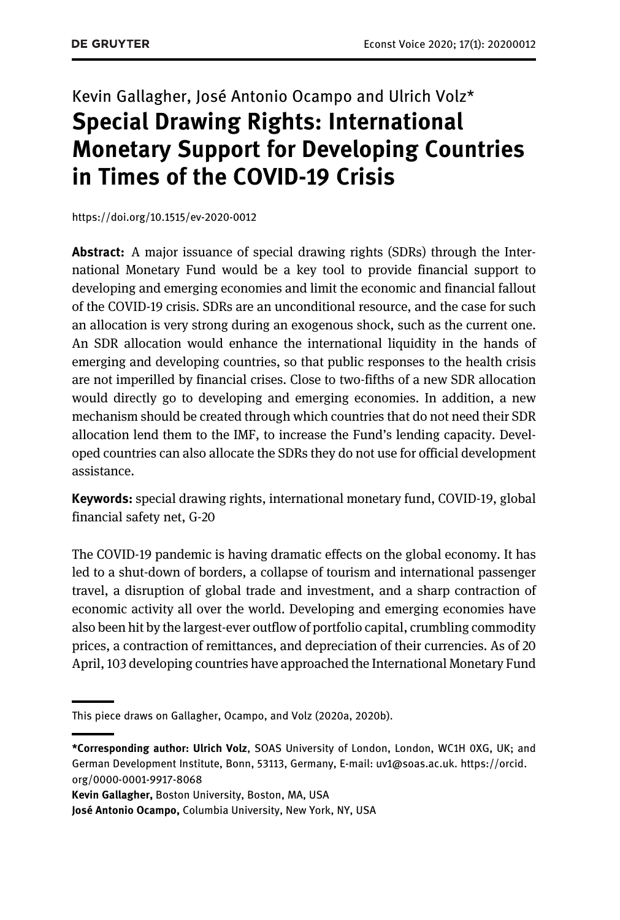Kevin Gallagher, José Antonio Ocampo and Ulrich Volz*

# Special Drawing Rights: International Monetary Support for Developing Countries in Times of the COVID-19 Crisis

https://doi.org/10.1515/ev-2020-0012

**Abstract:** A major issuance of special drawing rights (SDRs) through the International Monetary Fund would be a key tool to provide financial support to developing and emerging economies and limit the economic and financial fallout of the COVID-19 crisis. SDRs are an unconditional resource, and the case for such an allocation is very strong during an exogenous shock, such as the current one. An SDR allocation would enhance the international liquidity in the hands of emerging and developing countries, so that public responses to the health crisis are not imperilled by financial crises. Close to two-fifths of a new SDR allocation would directly go to developing and emerging economies. In addition, a new mechanism should be created through which countries that do not need their SDR allocation lend them to the IMF, to increase the Fund's lending capacity. Developed countries can also allocate the SDRs they do not use for official development assistance.

**Keywords:** special drawing rights, international monetary fund, COVID-19, global financial safety net, G-20

The COVID-19 pandemic is having dramatic effects on the global economy. It has led to a shut-down of borders, a collapse of tourism and international passenger travel, a disruption of global trade and investment, and a sharp contraction of economic activity all over the world. Developing and emerging economies have also been hit by the largest-ever outflow of portfolio capital, crumbling commodity prices, a contraction of remittances, and depreciation of their currencies. As of 20 April, 103 developing countries have approached the International Monetary Fund

---

This piece draws on Gallagher, Ocampo, and Volz (2020a, 2020b).

**\*Corresponding author: Ulrich Volz**, SOAS University of London, London, WC1H 0XG, UK; and German Development Institute, Bonn, 53113, Germany, E-mail: uv1@soas.ac.uk. https://orcid.org/0000-0001-9917-8068

**Kevin Gallagher,** Boston University, Boston, MA, USA

**José Antonio Ocampo,** Columbia University, New York, NY, USA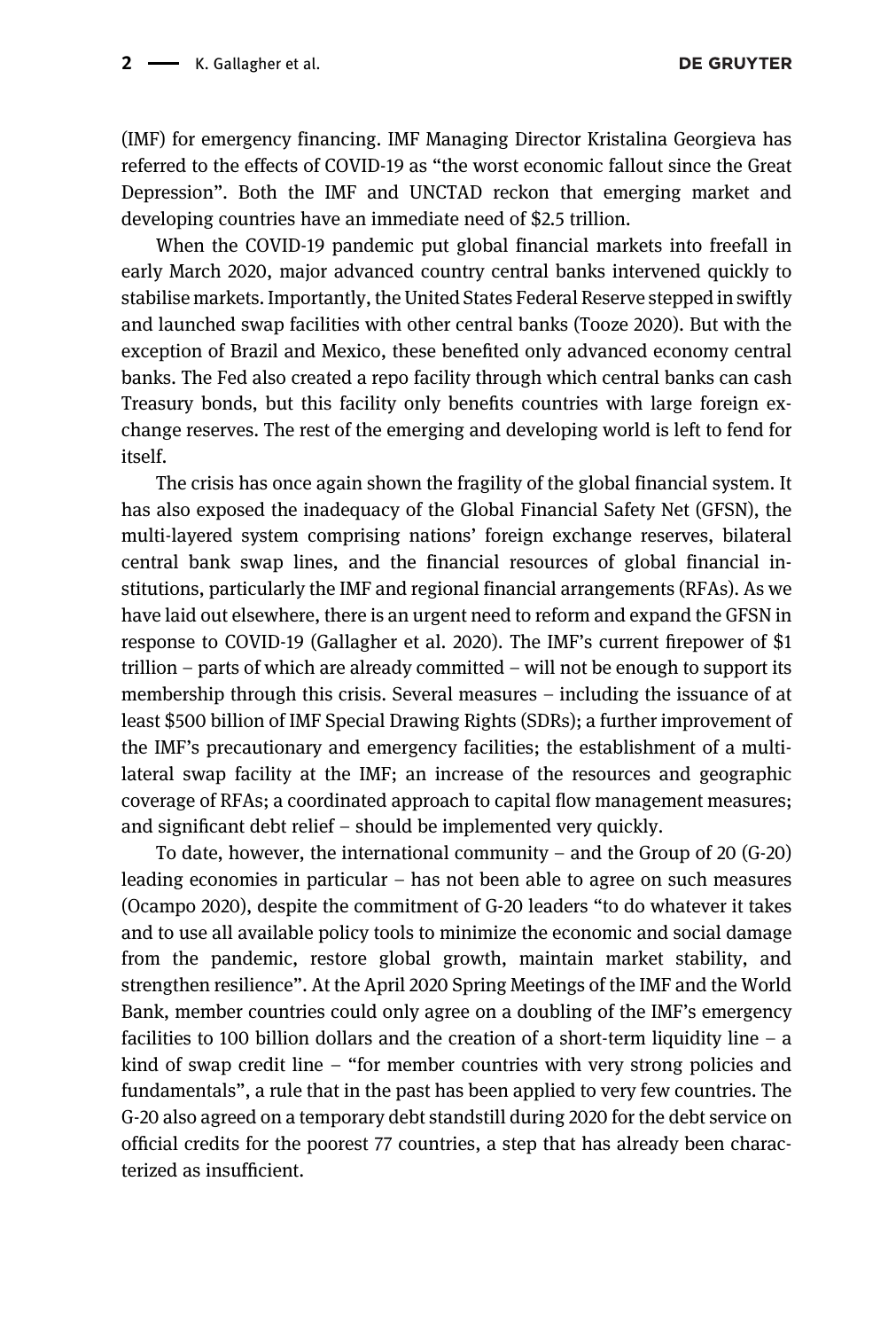(IMF) for emergency financing. IMF Managing Director Kristalina Georgieva has referred to the effects of COVID-19 as "the worst economic fallout since the Great Depression". Both the IMF and UNCTAD reckon that emerging market and developing countries have an immediate need of $2.5 trillion.

When the COVID-19 pandemic put global financial markets into freefall in early March 2020, major advanced country central banks intervened quickly to stabilise markets. Importantly, the United States Federal Reserve stepped in swiftly and launched swap facilities with other central banks (Tooze 2020). But with the exception of Brazil and Mexico, these benefited only advanced economy central banks. The Fed also created a repo facility through which central banks can cash Treasury bonds, but this facility only benefits countries with large foreign exchange reserves. The rest of the emerging and developing world is left to fend for itself.

The crisis has once again shown the fragility of the global financial system. It has also exposed the inadequacy of the Global Financial Safety Net (GFSN), the multi-layered system comprising nations' foreign exchange reserves, bilateral central bank swap lines, and the financial resources of global financial institutions, particularly the IMF and regional financial arrangements (RFAs). As we have laid out elsewhere, there is an urgent need to reform and expand the GFSN in response to COVID-19 (Gallagher et al. 2020). The IMF's current firepower of $1 trillion – parts of which are already committed – will not be enough to support its membership through this crisis. Several measures – including the issuance of at least $500 billion of IMF Special Drawing Rights (SDRs); a further improvement of the IMF's precautionary and emergency facilities; the establishment of a multilateral swap facility at the IMF; an increase of the resources and geographic coverage of RFAs; a coordinated approach to capital flow management measures; and significant debt relief – should be implemented very quickly.

To date, however, the international community – and the Group of 20 (G-20) leading economies in particular – has not been able to agree on such measures (Ocampo 2020), despite the commitment of G-20 leaders "to do whatever it takes and to use all available policy tools to minimize the economic and social damage from the pandemic, restore global growth, maintain market stability, and strengthen resilience". At the April 2020 Spring Meetings of the IMF and the World Bank, member countries could only agree on a doubling of the IMF's emergency facilities to 100 billion dollars and the creation of a short-term liquidity line – a kind of swap credit line – "for member countries with very strong policies and fundamentals", a rule that in the past has been applied to very few countries. The G-20 also agreed on a temporary debt standstill during 2020 for the debt service on official credits for the poorest 77 countries, a step that has already been characterized as insufficient.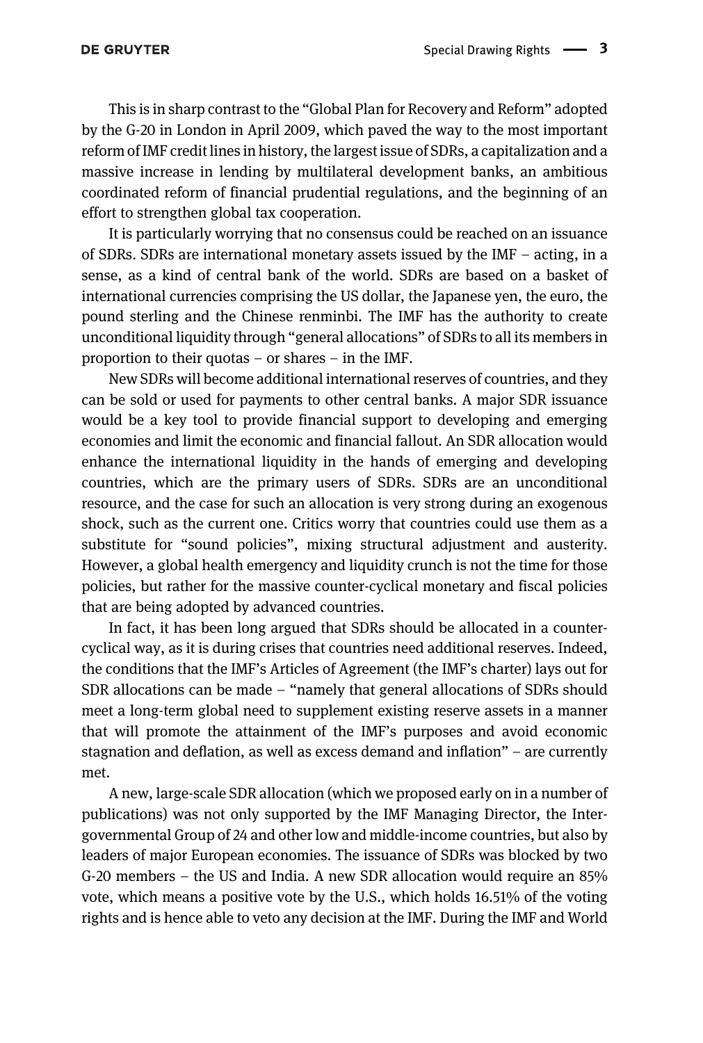This is in sharp contrast to the "Global Plan for Recovery and Reform" adopted by the G-20 in London in April 2009, which paved the way to the most important reform of IMF credit lines in history, the largest issue of SDRs, a capitalization and a massive increase in lending by multilateral development banks, an ambitious coordinated reform of financial prudential regulations, and the beginning of an effort to strengthen global tax cooperation.

It is particularly worrying that no consensus could be reached on an issuance of SDRs. SDRs are international monetary assets issued by the IMF – acting, in a sense, as a kind of central bank of the world. SDRs are based on a basket of international currencies comprising the US dollar, the Japanese yen, the euro, the pound sterling and the Chinese renminbi. The IMF has the authority to create unconditional liquidity through "general allocations" of SDRs to all its members in proportion to their quotas – or shares – in the IMF.

New SDRs will become additional international reserves of countries, and they can be sold or used for payments to other central banks. A major SDR issuance would be a key tool to provide financial support to developing and emerging economies and limit the economic and financial fallout. An SDR allocation would enhance the international liquidity in the hands of emerging and developing countries, which are the primary users of SDRs. SDRs are an unconditional resource, and the case for such an allocation is very strong during an exogenous shock, such as the current one. Critics worry that countries could use them as a substitute for "sound policies", mixing structural adjustment and austerity. However, a global health emergency and liquidity crunch is not the time for those policies, but rather for the massive counter-cyclical monetary and fiscal policies that are being adopted by advanced countries.

In fact, it has been long argued that SDRs should be allocated in a counter-cyclical way, as it is during crises that countries need additional reserves. Indeed, the conditions that the IMF's Articles of Agreement (the IMF's charter) lays out for SDR allocations can be made – "namely that general allocations of SDRs should meet a long-term global need to supplement existing reserve assets in a manner that will promote the attainment of the IMF's purposes and avoid economic stagnation and deflation, as well as excess demand and inflation" – are currently met.

A new, large-scale SDR allocation (which we proposed early on in a number of publications) was not only supported by the IMF Managing Director, the Intergovernmental Group of 24 and other low and middle-income countries, but also by leaders of major European economies. The issuance of SDRs was blocked by two G-20 members – the US and India. A new SDR allocation would require an 85% vote, which means a positive vote by the U.S., which holds 16.51% of the voting rights and is hence able to veto any decision at the IMF. During the IMF and World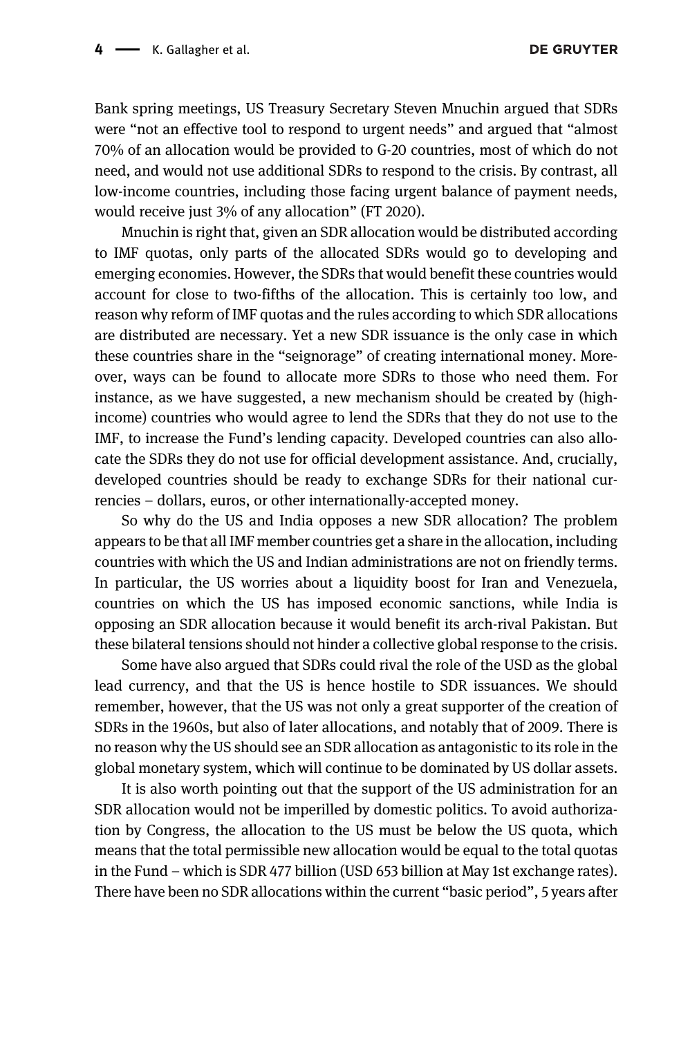Bank spring meetings, US Treasury Secretary Steven Mnuchin argued that SDRs were "not an effective tool to respond to urgent needs" and argued that "almost 70% of an allocation would be provided to G-20 countries, most of which do not need, and would not use additional SDRs to respond to the crisis. By contrast, all low-income countries, including those facing urgent balance of payment needs, would receive just 3% of any allocation" (FT 2020).

Mnuchin is right that, given an SDR allocation would be distributed according to IMF quotas, only parts of the allocated SDRs would go to developing and emerging economies. However, the SDRs that would benefit these countries would account for close to two-fifths of the allocation. This is certainly too low, and reason why reform of IMF quotas and the rules according to which SDR allocations are distributed are necessary. Yet a new SDR issuance is the only case in which these countries share in the "seignorage" of creating international money. Moreover, ways can be found to allocate more SDRs to those who need them. For instance, as we have suggested, a new mechanism should be created by (high-income) countries who would agree to lend the SDRs that they do not use to the IMF, to increase the Fund's lending capacity. Developed countries can also allocate the SDRs they do not use for official development assistance. And, crucially, developed countries should be ready to exchange SDRs for their national currencies – dollars, euros, or other internationally-accepted money.

So why do the US and India opposes a new SDR allocation? The problem appears to be that all IMF member countries get a share in the allocation, including countries with which the US and Indian administrations are not on friendly terms. In particular, the US worries about a liquidity boost for Iran and Venezuela, countries on which the US has imposed economic sanctions, while India is opposing an SDR allocation because it would benefit its arch-rival Pakistan. But these bilateral tensions should not hinder a collective global response to the crisis.

Some have also argued that SDRs could rival the role of the USD as the global lead currency, and that the US is hence hostile to SDR issuances. We should remember, however, that the US was not only a great supporter of the creation of SDRs in the 1960s, but also of later allocations, and notably that of 2009. There is no reason why the US should see an SDR allocation as antagonistic to its role in the global monetary system, which will continue to be dominated by US dollar assets.

It is also worth pointing out that the support of the US administration for an SDR allocation would not be imperilled by domestic politics. To avoid authorization by Congress, the allocation to the US must be below the US quota, which means that the total permissible new allocation would be equal to the total quotas in the Fund – which is SDR 477 billion (USD 653 billion at May 1st exchange rates). There have been no SDR allocations within the current "basic period", 5 years after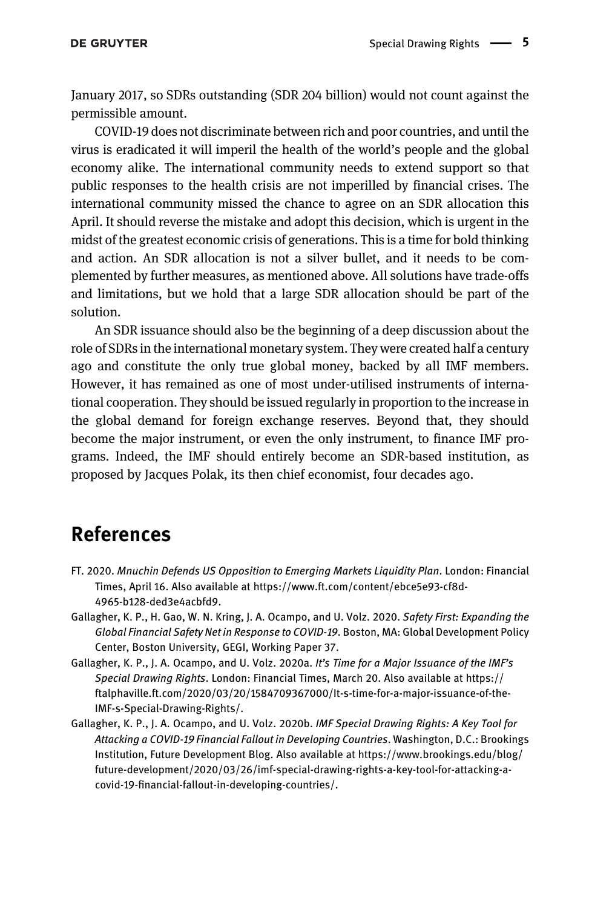January 2017, so SDRs outstanding (SDR 204 billion) would not count against the permissible amount.

COVID-19 does not discriminate between rich and poor countries, and until the virus is eradicated it will imperil the health of the world's people and the global economy alike. The international community needs to extend support so that public responses to the health crisis are not imperilled by financial crises. The international community missed the chance to agree on an SDR allocation this April. It should reverse the mistake and adopt this decision, which is urgent in the midst of the greatest economic crisis of generations. This is a time for bold thinking and action. An SDR allocation is not a silver bullet, and it needs to be complemented by further measures, as mentioned above. All solutions have trade-offs and limitations, but we hold that a large SDR allocation should be part of the solution.

An SDR issuance should also be the beginning of a deep discussion about the role of SDRs in the international monetary system. They were created half a century ago and constitute the only true global money, backed by all IMF members. However, it has remained as one of most under-utilised instruments of international cooperation. They should be issued regularly in proportion to the increase in the global demand for foreign exchange reserves. Beyond that, they should become the major instrument, or even the only instrument, to finance IMF programs. Indeed, the IMF should entirely become an SDR-based institution, as proposed by Jacques Polak, its then chief economist, four decades ago.

# References

FT. 2020. *Mnuchin Defends US Opposition to Emerging Markets Liquidity Plan*. London: Financial Times, April 16. Also available at https://www.ft.com/content/ebce5e93-cf8d-4965-b128-ded3e4acbfd9.

Gallagher, K. P., H. Gao, W. N. Kring, J. A. Ocampo, and U. Volz. 2020. *Safety First: Expanding the Global Financial Safety Net in Response to COVID-19*. Boston, MA: Global Development Policy Center, Boston University, GEGI, Working Paper 37.

Gallagher, K. P., J. A. Ocampo, and U. Volz. 2020a. *It's Time for a Major Issuance of the IMF's Special Drawing Rights*. London: Financial Times, March 20. Also available at https://ftalphaville.ft.com/2020/03/20/1584709367000/It-s-time-for-a-major-issuance-of-the-IMF-s-Special-Drawing-Rights/.

Gallagher, K. P., J. A. Ocampo, and U. Volz. 2020b. *IMF Special Drawing Rights: A Key Tool for Attacking a COVID-19 Financial Fallout in Developing Countries*. Washington, D.C.: Brookings Institution, Future Development Blog. Also available at https://www.brookings.edu/blog/future-development/2020/03/26/imf-special-drawing-rights-a-key-tool-for-attacking-a-covid-19-financial-fallout-in-developing-countries/.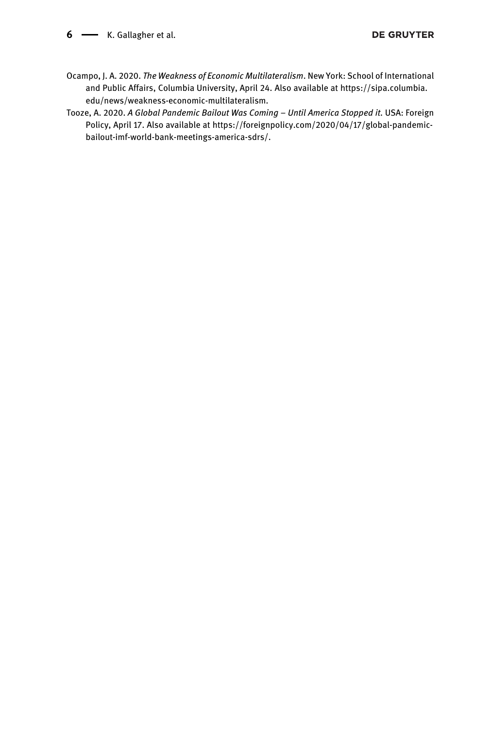Ocampo, J. A. 2020. *The Weakness of Economic Multilateralism*. New York: School of International and Public Affairs, Columbia University, April 24. Also available at https://sipa.columbia.edu/news/weakness-economic-multilateralism.

Tooze, A. 2020. *A Global Pandemic Bailout Was Coming – Until America Stopped it*. USA: Foreign Policy, April 17. Also available at https://foreignpolicy.com/2020/04/17/global-pandemic-bailout-imf-world-bank-meetings-america-sdrs/.